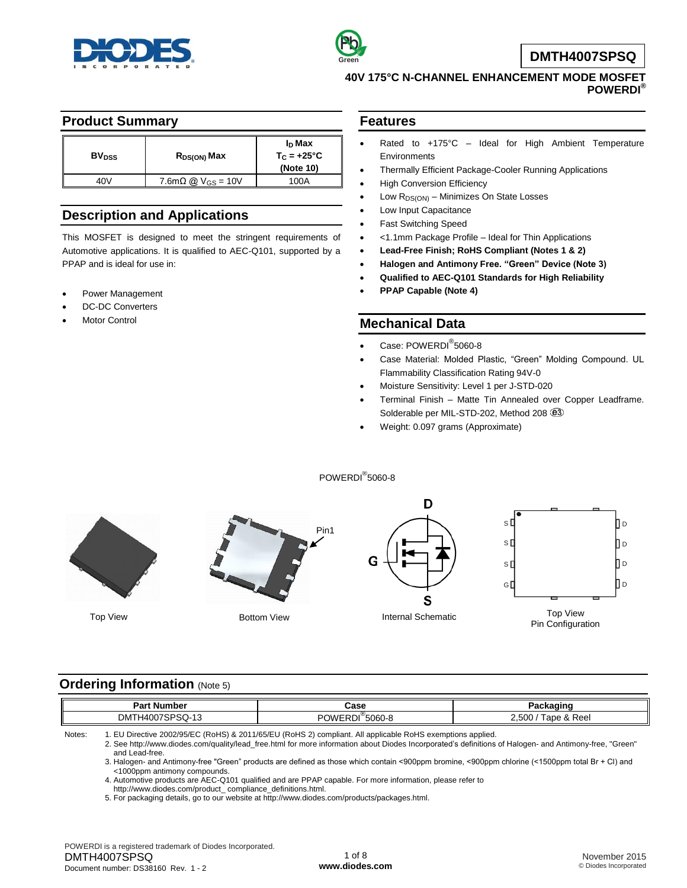# DMTH4007SPSQ

**40V 175°C N-CHANNEL ENHANCEMENT MODE MOSFET POWERDI®**

## Product Summary

| $BV_{DSS}$ | $R_{DS(ON)}$ Max | $I_D$ Max $T_C$ = +25°C (Note 10) |
|---|---|---|
| 40V | 7.6mΩ @ $V_{GS}$ = 10V | 100A |

## Description and Applications

This MOSFET is designed to meet the stringent requirements of Automotive applications. It is qualified to AEC-Q101, supported by a PPAP and is ideal for use in:

- Power Management
- DC-DC Converters
- Motor Control

## Features

- Rated to +175°C – Ideal for High Ambient Temperature Environments
- Thermally Efficient Package-Cooler Running Applications
- High Conversion Efficiency
- Low $R_{DS(ON)}$ – Minimizes On State Losses
- Low Input Capacitance
- Fast Switching Speed
- <1.1mm Package Profile – Ideal for Thin Applications
- **Lead-Free Finish; RoHS Compliant (Notes 1 & 2)**
- **Halogen and Antimony Free. "Green" Device (Note 3)**
- **Qualified to AEC-Q101 Standards for High Reliability**
- **PPAP Capable (Note 4)**

## Mechanical Data

- Case: POWERDI®5060-8
- Case Material: Molded Plastic, "Green" Molding Compound. UL Flammability Classification Rating 94V-0
- Moisture Sensitivity: Level 1 per J-STD-020
- Terminal Finish – Matte Tin Annealed over Copper Leadframe. Solderable per MIL-STD-202, Method 208 e3
- Weight: 0.097 grams (Approximate)

POWERDI®5060-8

Top View

Bottom View

Internal Schematic

Top View
Pin Configuration

## Ordering Information (Note 5)

| Part Number | Case | Packaging |
|---|---|---|
| DMTH4007SPSQ-13 | POWERDI®5060-8 | 2,500 / Tape & Reel |

Notes:
1. EU Directive 2002/95/EC (RoHS) & 2011/65/EU (RoHS 2) compliant. All applicable RoHS exemptions applied.
2. See http://www.diodes.com/quality/lead_free.html for more information about Diodes Incorporated's definitions of Halogen- and Antimony-free, "Green" and Lead-free.
3. Halogen- and Antimony-free "Green" products are defined as those which contain <900ppm bromine, <900ppm chlorine (<1500ppm total Br + Cl) and <1000ppm antimony compounds.
4. Automotive products are AEC-Q101 qualified and are PPAP capable. For more information, please refer to http://www.diodes.com/product_ compliance_definitions.html.
5. For packaging details, go to our website at http://www.diodes.com/products/packages.html.

POWERDI is a registered trademark of Diodes Incorporated.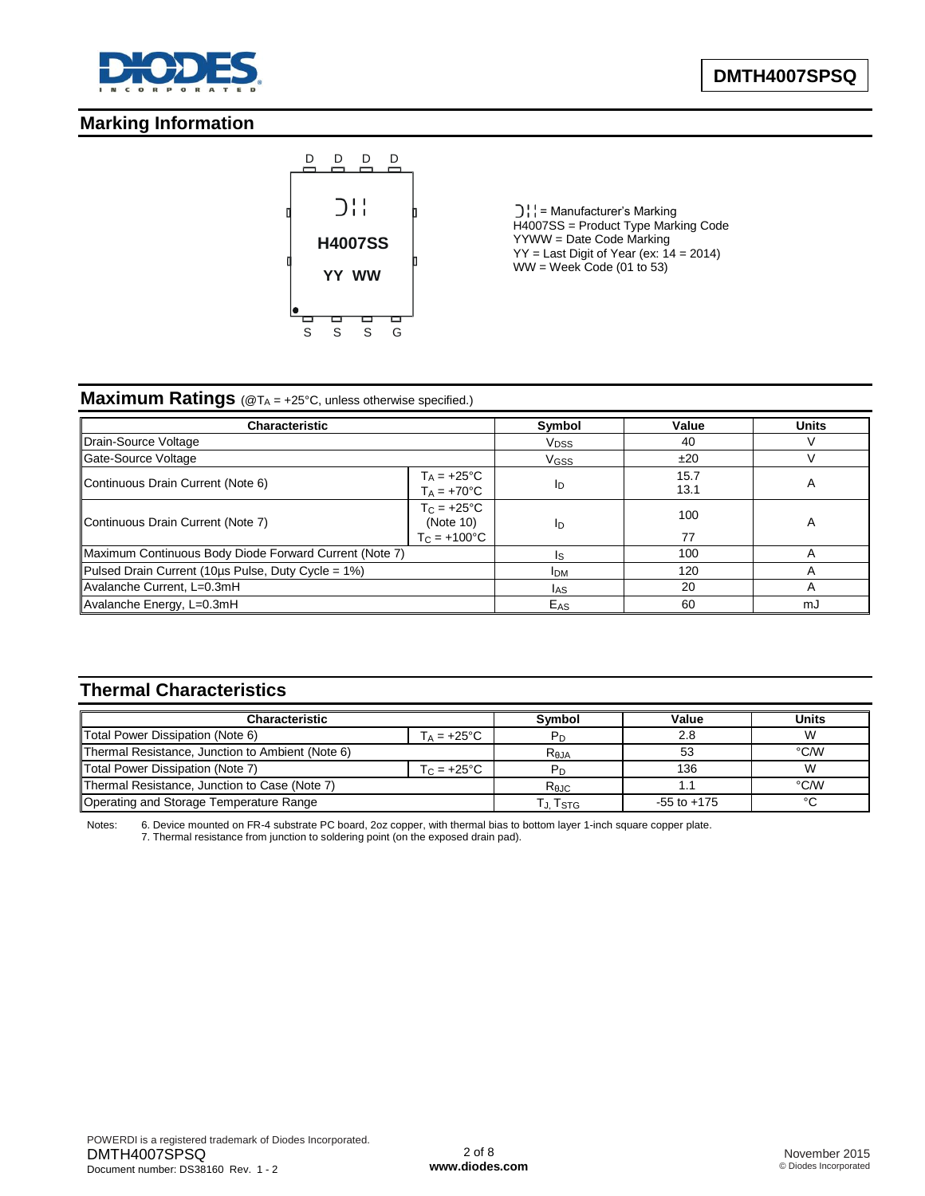## Marking Information

D D D D

H4007SS

YY WW

S S S G

= Manufacturer's Marking
H4007SS = Product Type Marking Code
YYWW = Date Code Marking
YY = Last Digit of Year (ex: 14 = 2014)
WW = Week Code (01 to 53)

## Maximum Ratings (@$T_A$ = +25°C, unless otherwise specified.)

| Characteristic | | Symbol | Value | Units |
|---|---|---|---|---|
| Drain-Source Voltage | | $V_{DSS}$ | 40 | V |
| Gate-Source Voltage | | $V_{GSS}$ | ±20 | V |
| Continuous Drain Current (Note 6) | $T_A$ = +25°C<br>$T_A$ = +70°C | $I_D$ | 15.7<br>13.1 | A |
| Continuous Drain Current (Note 7) | $T_C$ = +25°C (Note 10)<br>$T_C$ = +100°C | $I_D$ | 100<br>77 | A |
| Maximum Continuous Body Diode Forward Current (Note 7) | | $I_S$ | 100 | A |
| Pulsed Drain Current (10µs Pulse, Duty Cycle = 1%) | | $I_{DM}$ | 120 | A |
| Avalanche Current, L=0.3mH | | $I_{AS}$ | 20 | A |
| Avalanche Energy, L=0.3mH | | $E_{AS}$ | 60 | mJ |

## Thermal Characteristics

| Characteristic | | Symbol | Value | Units |
|---|---|---|---|---|
| Total Power Dissipation (Note 6) | $T_A$ = +25°C | $P_D$ | 2.8 | W |
| Thermal Resistance, Junction to Ambient (Note 6) | | $R_{\theta JA}$ | 53 | °C/W |
| Total Power Dissipation (Note 7) | $T_C$ = +25°C | $P_D$ | 136 | W |
| Thermal Resistance, Junction to Case (Note 7) | | $R_{\theta JC}$ | 1.1 | °C/W |
| Operating and Storage Temperature Range | | $T_J, T_{STG}$ | -55 to +175 | °C |

Notes: 6. Device mounted on FR-4 substrate PC board, 2oz copper, with thermal bias to bottom layer 1-inch square copper plate.
7. Thermal resistance from junction to soldering point (on the exposed drain pad).

POWERDI is a registered trademark of Diodes Incorporated.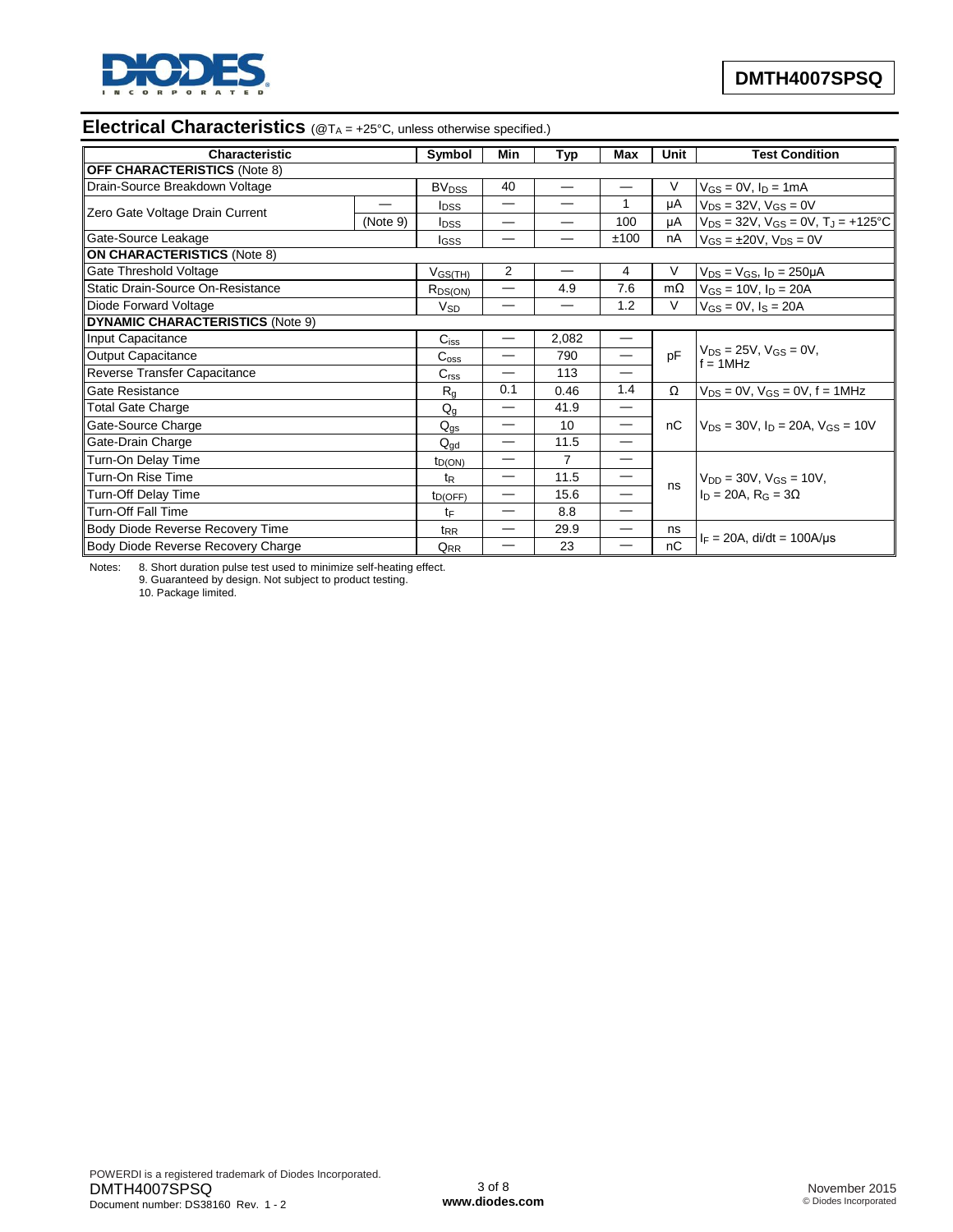## Electrical Characteristics (@$T_A$ = +25°C, unless otherwise specified.)

| Characteristic | | Symbol | Min | Typ | Max | Unit | Test Condition |
|---|---|---|---|---|---|---|---|
| **OFF CHARACTERISTICS** (Note 8) | | | | | | | |
| Drain-Source Breakdown Voltage | | $BV_{DSS}$ | 40 | — | — | V | $V_{GS}$ = 0V, $I_D$ = 1mA |
| Zero Gate Voltage Drain Current | — | $I_{DSS}$ | — | — | 1 | μA | $V_{DS}$ = 32V, $V_{GS}$ = 0V |
| | (Note 9) | $I_{DSS}$ | — | — | 100 | μA | $V_{DS}$ = 32V, $V_{GS}$ = 0V, $T_J$ = +125°C |
| Gate-Source Leakage | | $I_{GSS}$ | — | — | ±100 | nA | $V_{GS}$ = ±20V, $V_{DS}$ = 0V |
| **ON CHARACTERISTICS** (Note 8) | | | | | | | |
| Gate Threshold Voltage | | $V_{GS(TH)}$ | 2 | — | 4 | V | $V_{DS}$ = $V_{GS}$, $I_D$ = 250μA |
| Static Drain-Source On-Resistance | | $R_{DS(ON)}$ | — | 4.9 | 7.6 | mΩ | $V_{GS}$ = 10V, $I_D$ = 20A |
| Diode Forward Voltage | | $V_{SD}$ | — | — | 1.2 | V | $V_{GS}$ = 0V, $I_S$ = 20A |
| **DYNAMIC CHARACTERISTICS** (Note 9) | | | | | | | |
| Input Capacitance | | $C_{iss}$ | — | 2,082 | — | pF | $V_{DS}$ = 25V, $V_{GS}$ = 0V, f = 1MHz |
| Output Capacitance | | $C_{oss}$ | — | 790 | — | | |
| Reverse Transfer Capacitance | | $C_{rss}$ | — | 113 | — | | |
| Gate Resistance | | $R_g$ | 0.1 | 0.46 | 1.4 | Ω | $V_{DS}$ = 0V, $V_{GS}$ = 0V, f = 1MHz |
| Total Gate Charge | | $Q_g$ | — | 41.9 | — | nC | $V_{DS}$ = 30V, $I_D$ = 20A, $V_{GS}$ = 10V |
| Gate-Source Charge | | $Q_{gs}$ | — | 10 | — | | |
| Gate-Drain Charge | | $Q_{gd}$ | — | 11.5 | — | | |
| Turn-On Delay Time | | $t_{D(ON)}$ | — | 7 | — | ns | $V_{DD}$ = 30V, $V_{GS}$ = 10V, $I_D$ = 20A, $R_G$ = 3Ω |
| Turn-On Rise Time | | $t_R$ | — | 11.5 | — | | |
| Turn-Off Delay Time | | $t_{D(OFF)}$ | — | 15.6 | — | | |
| Turn-Off Fall Time | | $t_F$ | — | 8.8 | — | | |
| Body Diode Reverse Recovery Time | | $t_{RR}$ | — | 29.9 | — | ns | $I_F$ = 20A, di/dt = 100A/μs |
| Body Diode Reverse Recovery Charge | | $Q_{RR}$ | — | 23 | — | nC | |

Notes:
8. Short duration pulse test used to minimize self-heating effect.
9. Guaranteed by design. Not subject to product testing.
10. Package limited.

POWERDI is a registered trademark of Diodes Incorporated.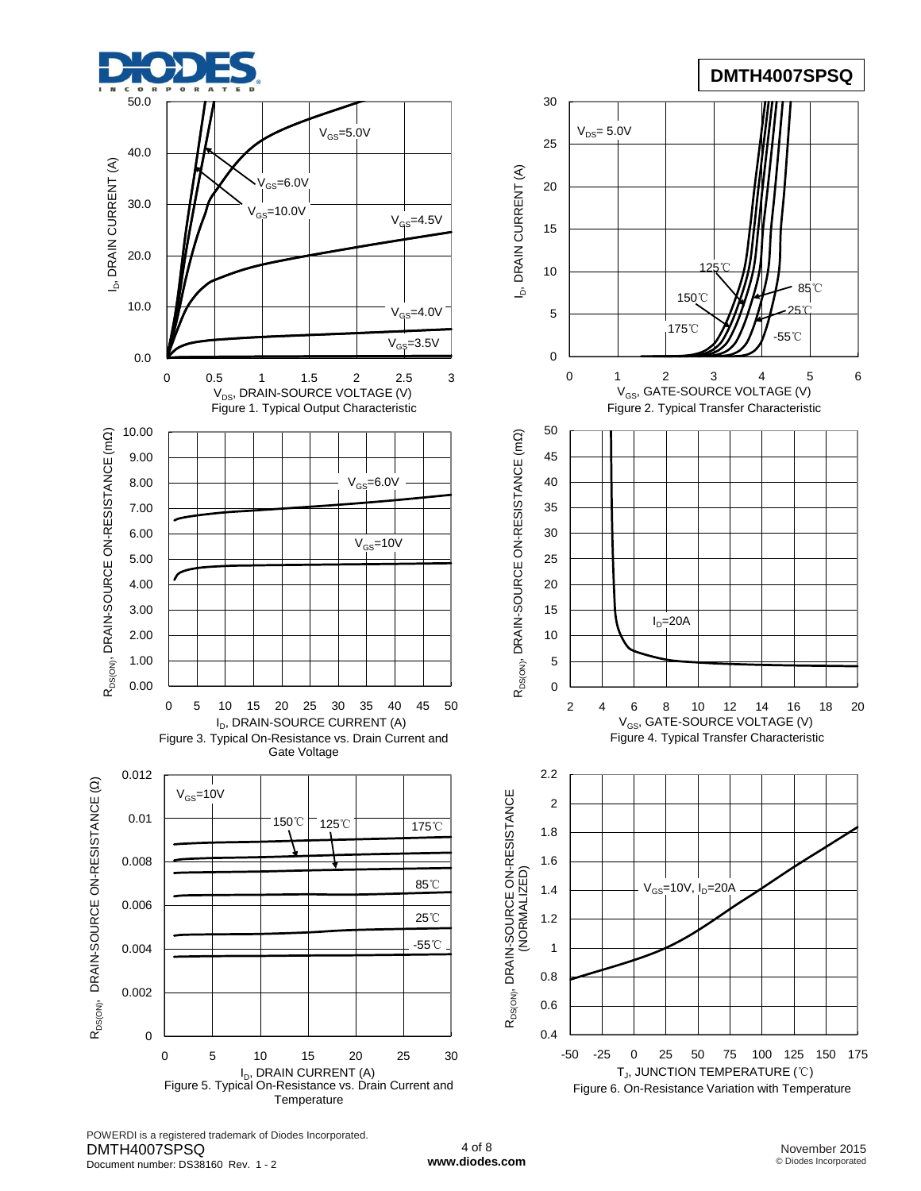Figure 1. Typical Output Characteristic

Figure 2. Typical Transfer Characteristic

Figure 3. Typical On-Resistance vs. Drain Current and Gate Voltage

Figure 4. Typical Transfer Characteristic

Figure 5. Typical On-Resistance vs. Drain Current and Temperature

Figure 6. On-Resistance Variation with Temperature

POWERDI is a registered trademark of Diodes Incorporated.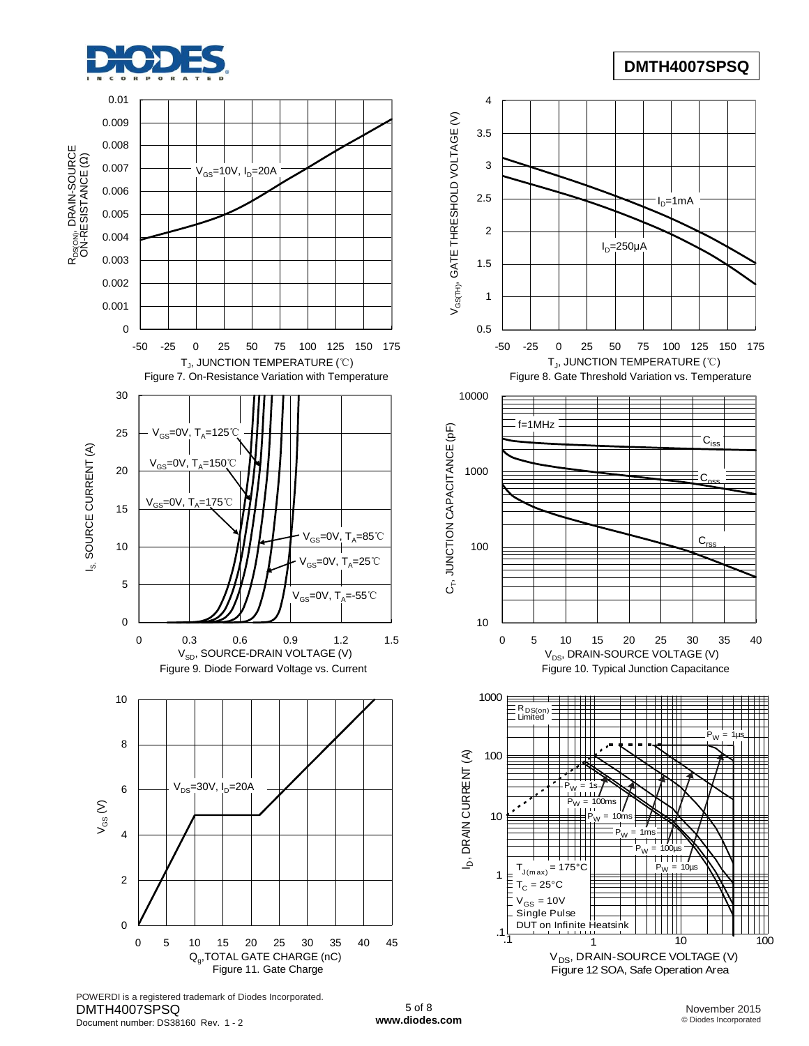$R_{DS(ON)}$, DRAIN-SOURCE ON-RESISTANCE (Ω)

$V_{GS}$=10V, $I_D$=20A

$T_J$, JUNCTION TEMPERATURE (℃)

Figure 7. On-Resistance Variation with Temperature

$V_{GS(TH)}$, GATE THRESHOLD VOLTAGE (V)

$I_D$=1mA

$I_D$=250µA

$T_J$, JUNCTION TEMPERATURE (℃)

Figure 8. Gate Threshold Variation vs. Temperature

$I_S$, SOURCE CURRENT (A)

$V_{GS}$=0V, $T_A$=125℃

$V_{GS}$=0V, $T_A$=150℃

$V_{GS}$=0V, $T_A$=175℃

$V_{GS}$=0V, $T_A$=85℃

$V_{GS}$=0V, $T_A$=25℃

$V_{GS}$=0V, $T_A$=-55℃

$V_{SD}$, SOURCE-DRAIN VOLTAGE (V)

Figure 9. Diode Forward Voltage vs. Current

$C_T$, JUNCTION CAPACITANCE (pF)

f=1MHz

$C_{iss}$

$C_{oss}$

$C_{rss}$

$V_{DS}$, DRAIN-SOURCE VOLTAGE (V)

Figure 10. Typical Junction Capacitance

$V_{GS}$ (V)

$V_{DS}$=30V, $I_D$=20A

$Q_g$,TOTAL GATE CHARGE (nC)

Figure 11. Gate Charge

$I_D$, DRAIN CURRENT (A)

$R_{DS(on)}$ Limited

$P_W$ = 1µs

$P_W$ = 1s

$P_W$ = 100ms

$P_W$ = 10ms

$P_W$ = 1ms

$P_W$ = 100µs

$P_W$ = 10µs

$T_{J(max)}$ = 175°C

$T_C$ = 25°C

$V_{GS}$ = 10V

Single Pulse

DUT on Infinite Heatsink

$V_{DS}$, DRAIN-SOURCE VOLTAGE (V)

Figure 12 SOA, Safe Operation Area

POWERDI is a registered trademark of Diodes Incorporated.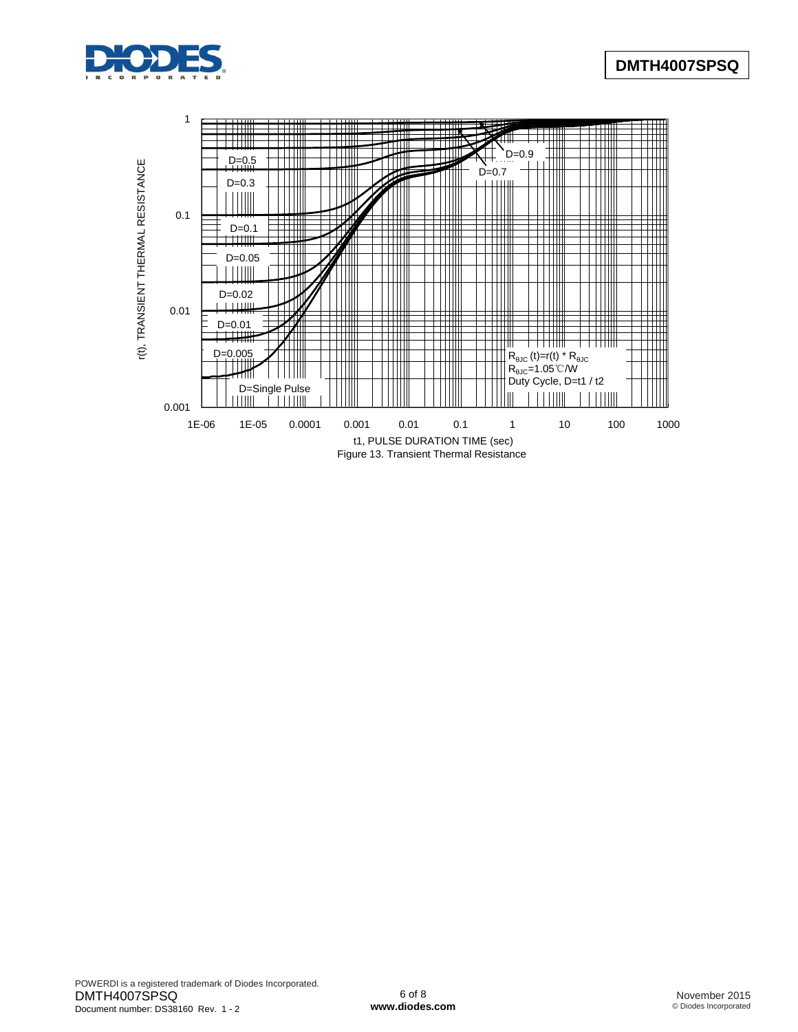Figure 13. Transient Thermal Resistance

POWERDI is a registered trademark of Diodes Incorporated.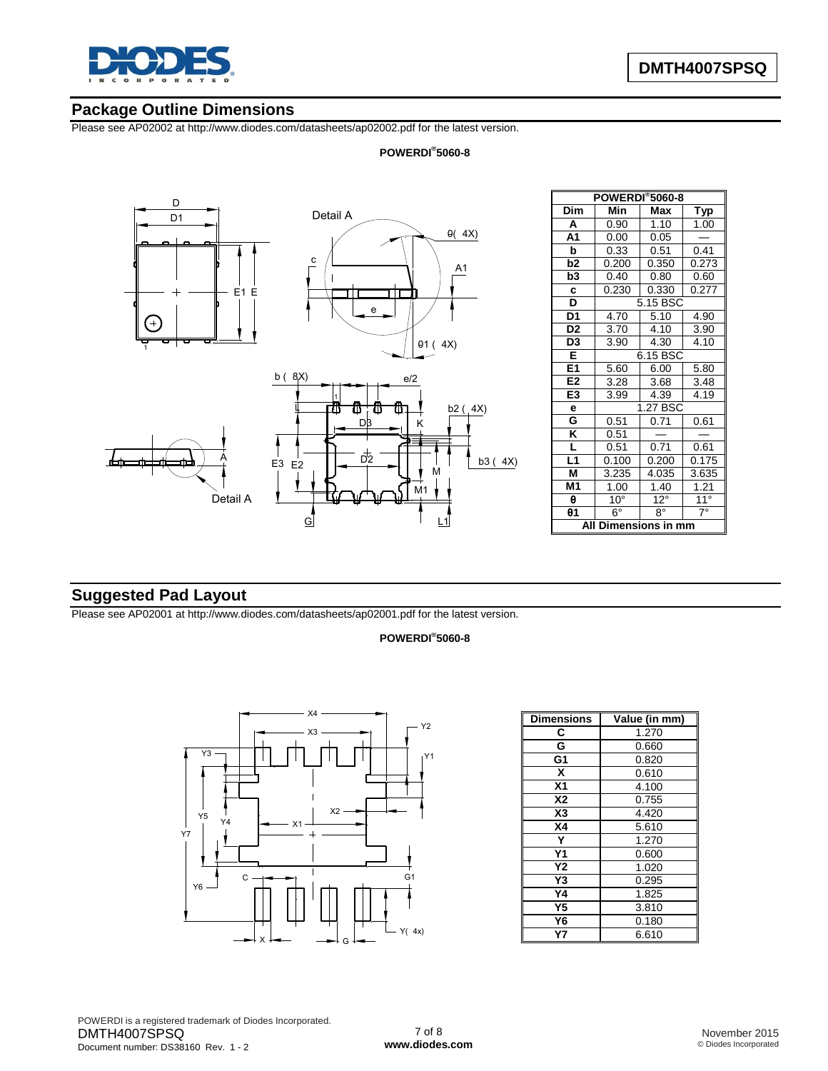## Package Outline Dimensions

Please see AP02002 at http://www.diodes.com/datasheets/ap02002.pdf for the latest version.

**POWERDI®5060-8**

| POWERDI®5060-8 | | | |
|---|---|---|---|
| **Dim** | **Min** | **Max** | **Typ** |
| **A** | 0.90 | 1.10 | 1.00 |
| **A1** | 0.00 | 0.05 | — |
| **b** | 0.33 | 0.51 | 0.41 |
| **b2** | 0.200 | 0.350 | 0.273 |
| **b3** | 0.40 | 0.80 | 0.60 |
| **c** | 0.230 | 0.330 | 0.277 |
| **D** | 5.15 BSC | | |
| **D1** | 4.70 | 5.10 | 4.90 |
| **D2** | 3.70 | 4.10 | 3.90 |
| **D3** | 3.90 | 4.30 | 4.10 |
| **E** | 6.15 BSC | | |
| **E1** | 5.60 | 6.00 | 5.80 |
| **E2** | 3.28 | 3.68 | 3.48 |
| **E3** | 3.99 | 4.39 | 4.19 |
| **e** | 1.27 BSC | | |
| **G** | 0.51 | 0.71 | 0.61 |
| **K** | 0.51 | — | — |
| **L** | 0.51 | 0.71 | 0.61 |
| **L1** | 0.100 | 0.200 | 0.175 |
| **M** | 3.235 | 4.035 | 3.635 |
| **M1** | 1.00 | 1.40 | 1.21 |
| **θ** | 10° | 12° | 11° |
| **θ1** | 6° | 8° | 7° |
| **All Dimensions in mm** | | | |

## Suggested Pad Layout

Please see AP02001 at http://www.diodes.com/datasheets/ap02001.pdf for the latest version.

**POWERDI®5060-8**

| Dimensions | Value (in mm) |
|---|---|
| C | 1.270 |
| G | 0.660 |
| G1 | 0.820 |
| X | 0.610 |
| X1 | 4.100 |
| X2 | 0.755 |
| X3 | 4.420 |
| X4 | 5.610 |
| Y | 1.270 |
| Y1 | 0.600 |
| Y2 | 1.020 |
| Y3 | 0.295 |
| Y4 | 1.825 |
| Y5 | 3.810 |
| Y6 | 0.180 |
| Y7 | 6.610 |

POWERDI is a registered trademark of Diodes Incorporated.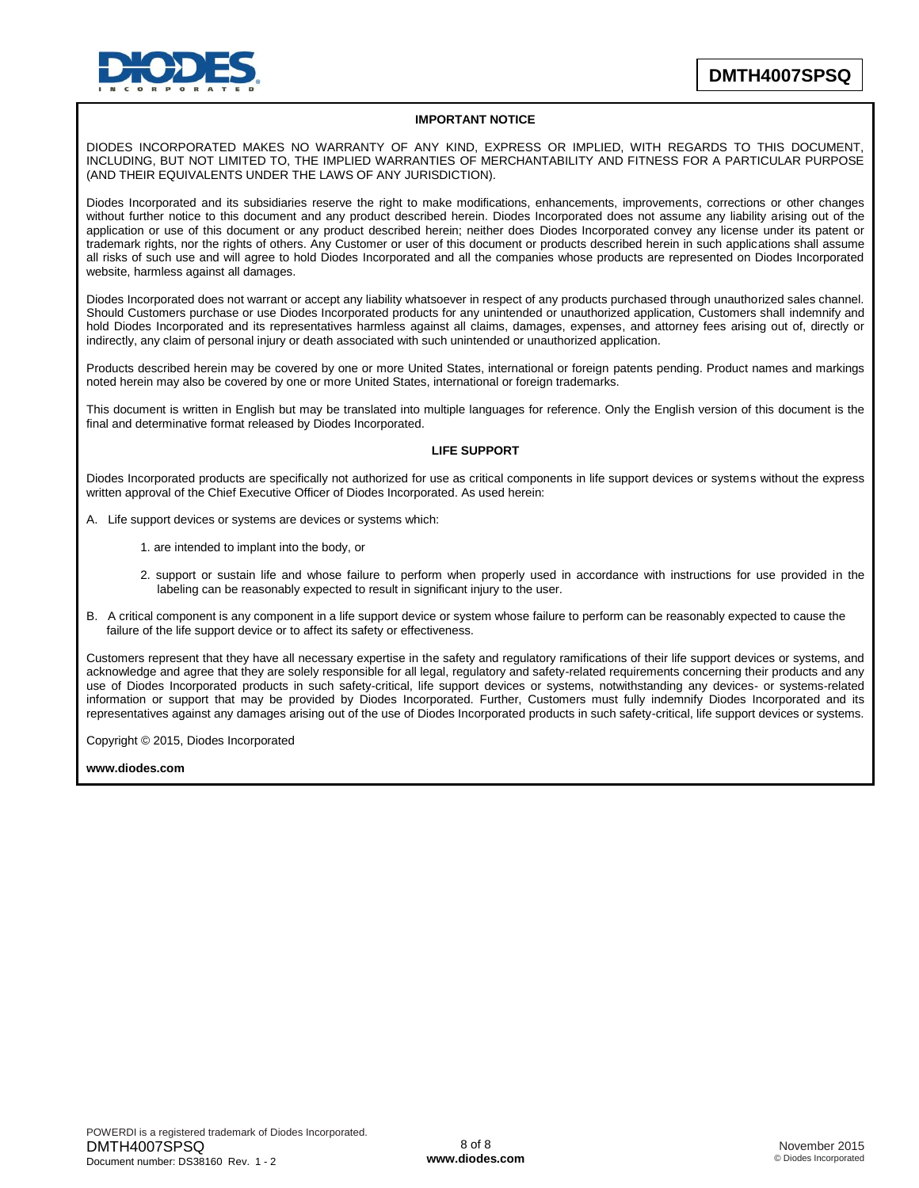## IMPORTANT NOTICE

DIODES INCORPORATED MAKES NO WARRANTY OF ANY KIND, EXPRESS OR IMPLIED, WITH REGARDS TO THIS DOCUMENT, INCLUDING, BUT NOT LIMITED TO, THE IMPLIED WARRANTIES OF MERCHANTABILITY AND FITNESS FOR A PARTICULAR PURPOSE (AND THEIR EQUIVALENTS UNDER THE LAWS OF ANY JURISDICTION).

Diodes Incorporated and its subsidiaries reserve the right to make modifications, enhancements, improvements, corrections or other changes without further notice to this document and any product described herein. Diodes Incorporated does not assume any liability arising out of the application or use of this document or any product described herein; neither does Diodes Incorporated convey any license under its patent or trademark rights, nor the rights of others. Any Customer or user of this document or products described herein in such applications shall assume all risks of such use and will agree to hold Diodes Incorporated and all the companies whose products are represented on Diodes Incorporated website, harmless against all damages.

Diodes Incorporated does not warrant or accept any liability whatsoever in respect of any products purchased through unauthorized sales channel. Should Customers purchase or use Diodes Incorporated products for any unintended or unauthorized application, Customers shall indemnify and hold Diodes Incorporated and its representatives harmless against all claims, damages, expenses, and attorney fees arising out of, directly or indirectly, any claim of personal injury or death associated with such unintended or unauthorized application.

Products described herein may be covered by one or more United States, international or foreign patents pending. Product names and markings noted herein may also be covered by one or more United States, international or foreign trademarks.

This document is written in English but may be translated into multiple languages for reference. Only the English version of this document is the final and determinative format released by Diodes Incorporated.

## LIFE SUPPORT

Diodes Incorporated products are specifically not authorized for use as critical components in life support devices or systems without the express written approval of the Chief Executive Officer of Diodes Incorporated. As used herein:

A. Life support devices or systems are devices or systems which:

1. are intended to implant into the body, or
2. support or sustain life and whose failure to perform when properly used in accordance with instructions for use provided in the labeling can be reasonably expected to result in significant injury to the user.

B. A critical component is any component in a life support device or system whose failure to perform can be reasonably expected to cause the failure of the life support device or to affect its safety or effectiveness.

Customers represent that they have all necessary expertise in the safety and regulatory ramifications of their life support devices or systems, and acknowledge and agree that they are solely responsible for all legal, regulatory and safety-related requirements concerning their products and any use of Diodes Incorporated products in such safety-critical, life support devices or systems, notwithstanding any devices- or systems-related information or support that may be provided by Diodes Incorporated. Further, Customers must fully indemnify Diodes Incorporated and its representatives against any damages arising out of the use of Diodes Incorporated products in such safety-critical, life support devices or systems.

Copyright © 2015, Diodes Incorporated

**www.diodes.com**

POWERDI is a registered trademark of Diodes Incorporated.